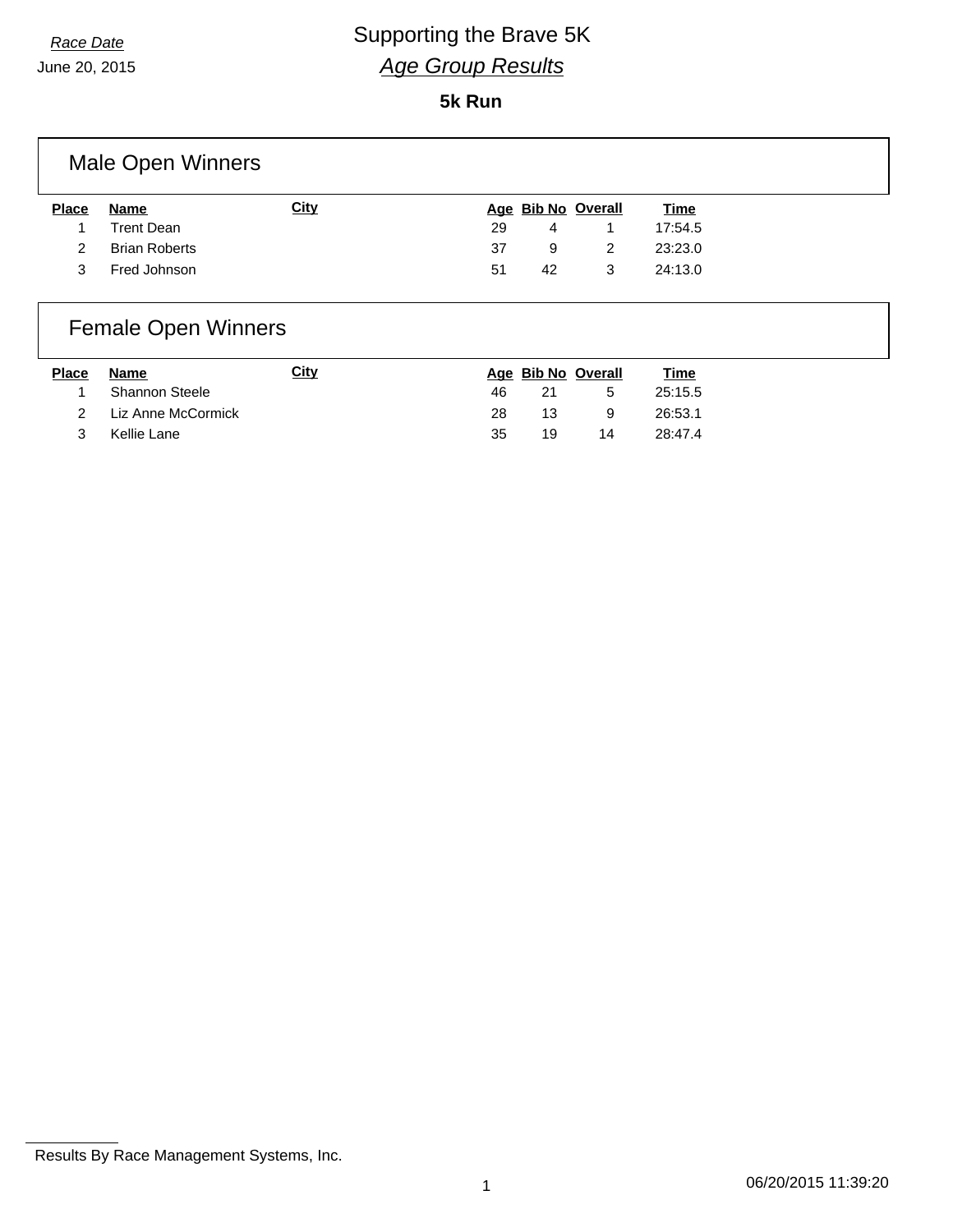*Race Date*

June 20, 2015

# Supporting the Brave 5K

## *Age Group Results*

**5k Run**

### Male Open Winners

| Place | Name | City | Age | Bib No | Overall | Time |
|---|---|---|---|---|---|---|
| 1 | Trent Dean | | 29 | 4 | 1 | 17:54.5 |
| 2 | Brian Roberts | | 37 | 9 | 2 | 23:23.0 |
| 3 | Fred Johnson | | 51 | 42 | 3 | 24:13.0 |

### Female Open Winners

| Place | Name | City | Age | Bib No | Overall | Time |
|---|---|---|---|---|---|---|
| 1 | Shannon Steele | | 46 | 21 | 5 | 25:15.5 |
| 2 | Liz Anne McCormick | | 28 | 13 | 9 | 26:53.1 |
| 3 | Kellie Lane | | 35 | 19 | 14 | 28:47.4 |

Results By Race Management Systems, Inc.

06/20/2015 11:39:20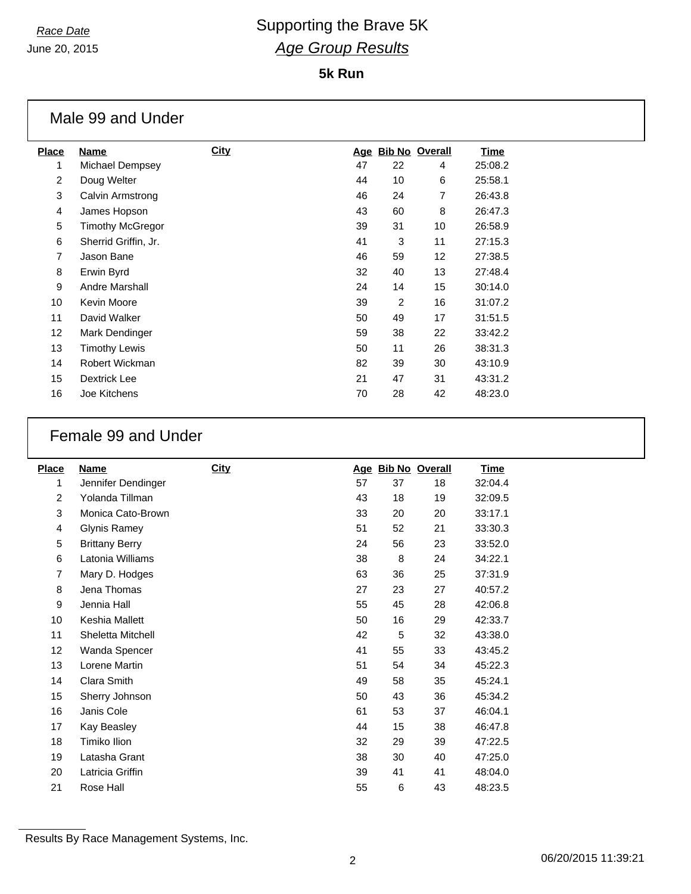*Race Date*

June 20, 2015

# Supporting the Brave 5K

## *Age Group Results*

**5k Run**

### Male 99 and Under

| Place | Name | City | Age | Bib No | Overall | Time |
|---|---|---|---|---|---|---|
| 1 | Michael Dempsey | | 47 | 22 | 4 | 25:08.2 |
| 2 | Doug Welter | | 44 | 10 | 6 | 25:58.1 |
| 3 | Calvin Armstrong | | 46 | 24 | 7 | 26:43.8 |
| 4 | James Hopson | | 43 | 60 | 8 | 26:47.3 |
| 5 | Timothy McGregor | | 39 | 31 | 10 | 26:58.9 |
| 6 | Sherrid Griffin, Jr. | | 41 | 3 | 11 | 27:15.3 |
| 7 | Jason Bane | | 46 | 59 | 12 | 27:38.5 |
| 8 | Erwin Byrd | | 32 | 40 | 13 | 27:48.4 |
| 9 | Andre Marshall | | 24 | 14 | 15 | 30:14.0 |
| 10 | Kevin Moore | | 39 | 2 | 16 | 31:07.2 |
| 11 | David Walker | | 50 | 49 | 17 | 31:51.5 |
| 12 | Mark Dendinger | | 59 | 38 | 22 | 33:42.2 |
| 13 | Timothy Lewis | | 50 | 11 | 26 | 38:31.3 |
| 14 | Robert Wickman | | 82 | 39 | 30 | 43:10.9 |
| 15 | Dextrick Lee | | 21 | 47 | 31 | 43:31.2 |
| 16 | Joe Kitchens | | 70 | 28 | 42 | 48:23.0 |

### Female 99 and Under

| Place | Name | City | Age | Bib No | Overall | Time |
|---|---|---|---|---|---|---|
| 1 | Jennifer Dendinger | | 57 | 37 | 18 | 32:04.4 |
| 2 | Yolanda Tillman | | 43 | 18 | 19 | 32:09.5 |
| 3 | Monica Cato-Brown | | 33 | 20 | 20 | 33:17.1 |
| 4 | Glynis Ramey | | 51 | 52 | 21 | 33:30.3 |
| 5 | Brittany Berry | | 24 | 56 | 23 | 33:52.0 |
| 6 | Latonia Williams | | 38 | 8 | 24 | 34:22.1 |
| 7 | Mary D. Hodges | | 63 | 36 | 25 | 37:31.9 |
| 8 | Jena Thomas | | 27 | 23 | 27 | 40:57.2 |
| 9 | Jennia Hall | | 55 | 45 | 28 | 42:06.8 |
| 10 | Keshia Mallett | | 50 | 16 | 29 | 42:33.7 |
| 11 | Sheletta Mitchell | | 42 | 5 | 32 | 43:38.0 |
| 12 | Wanda Spencer | | 41 | 55 | 33 | 43:45.2 |
| 13 | Lorene Martin | | 51 | 54 | 34 | 45:22.3 |
| 14 | Clara Smith | | 49 | 58 | 35 | 45:24.1 |
| 15 | Sherry Johnson | | 50 | 43 | 36 | 45:34.2 |
| 16 | Janis Cole | | 61 | 53 | 37 | 46:04.1 |
| 17 | Kay Beasley | | 44 | 15 | 38 | 46:47.8 |
| 18 | Timiko Ilion | | 32 | 29 | 39 | 47:22.5 |
| 19 | Latasha Grant | | 38 | 30 | 40 | 47:25.0 |
| 20 | Latricia Griffin | | 39 | 41 | 41 | 48:04.0 |
| 21 | Rose Hall | | 55 | 6 | 43 | 48:23.5 |

Results By Race Management Systems, Inc.

06/20/2015 11:39:21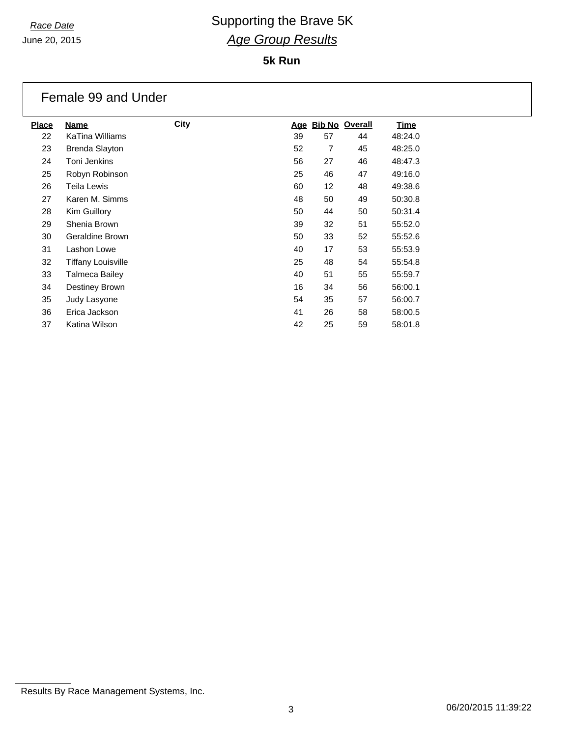*Race Date*
June 20, 2015

# Supporting the Brave 5K

## *Age Group Results*

**5k Run**

### Female 99 and Under

| Place | Name | City | Age | Bib No | Overall | Time |
|---|---|---|---|---|---|---|
| 22 | KaTina Williams | | 39 | 57 | 44 | 48:24.0 |
| 23 | Brenda Slayton | | 52 | 7 | 45 | 48:25.0 |
| 24 | Toni Jenkins | | 56 | 27 | 46 | 48:47.3 |
| 25 | Robyn Robinson | | 25 | 46 | 47 | 49:16.0 |
| 26 | Teila Lewis | | 60 | 12 | 48 | 49:38.6 |
| 27 | Karen M. Simms | | 48 | 50 | 49 | 50:30.8 |
| 28 | Kim Guillory | | 50 | 44 | 50 | 50:31.4 |
| 29 | Shenia Brown | | 39 | 32 | 51 | 55:52.0 |
| 30 | Geraldine Brown | | 50 | 33 | 52 | 55:52.6 |
| 31 | Lashon Lowe | | 40 | 17 | 53 | 55:53.9 |
| 32 | Tiffany Louisville | | 25 | 48 | 54 | 55:54.8 |
| 33 | Talmeca Bailey | | 40 | 51 | 55 | 55:59.7 |
| 34 | Destiney Brown | | 16 | 34 | 56 | 56:00.1 |
| 35 | Judy Lasyone | | 54 | 35 | 57 | 56:00.7 |
| 36 | Erica Jackson | | 41 | 26 | 58 | 58:00.5 |
| 37 | Katina Wilson | | 42 | 25 | 59 | 58:01.8 |

Results By Race Management Systems, Inc.

06/20/2015 11:39:22